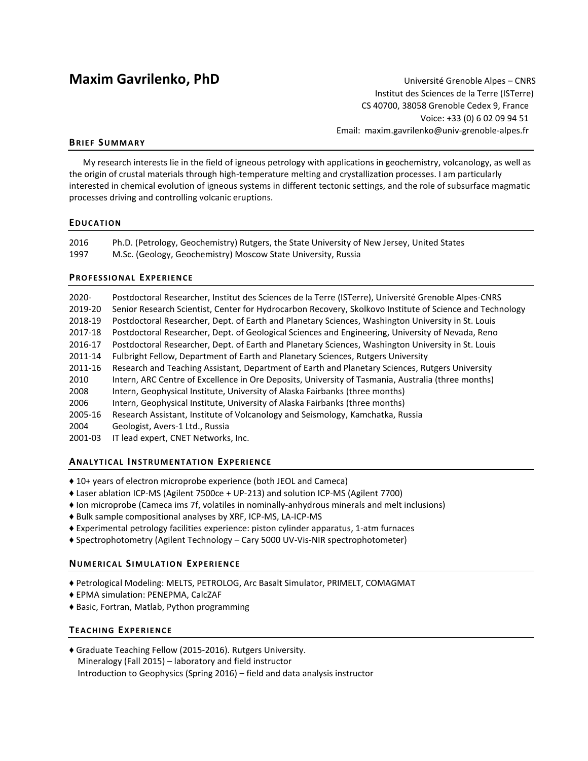# Maxim Gavrilenko, PhD

Université Grenoble Alpes – CNRS
Institut des Sciences de la Terre (ISTerre)
CS 40700, 38058 Grenoble Cedex 9, France
Voice: +33 (0) 6 02 09 94 51
Email: maxim.gavrilenko@univ-grenoble-alpes.fr

## Brief Summary

My research interests lie in the field of igneous petrology with applications in geochemistry, volcanology, as well as the origin of crustal materials through high-temperature melting and crystallization processes. I am particularly interested in chemical evolution of igneous systems in different tectonic settings, and the role of subsurface magmatic processes driving and controlling volcanic eruptions.

## Education

2016 Ph.D. (Petrology, Geochemistry) Rutgers, the State University of New Jersey, United States
1997 M.Sc. (Geology, Geochemistry) Moscow State University, Russia

## Professional Experience

2020- Postdoctoral Researcher, Institut des Sciences de la Terre (ISTerre), Université Grenoble Alpes-CNRS
2019-20 Senior Research Scientist, Center for Hydrocarbon Recovery, Skolkovo Institute of Science and Technology
2018-19 Postdoctoral Researcher, Dept. of Earth and Planetary Sciences, Washington University in St. Louis
2017-18 Postdoctoral Researcher, Dept. of Geological Sciences and Engineering, University of Nevada, Reno
2016-17 Postdoctoral Researcher, Dept. of Earth and Planetary Sciences, Washington University in St. Louis
2011-14 Fulbright Fellow, Department of Earth and Planetary Sciences, Rutgers University
2011-16 Research and Teaching Assistant, Department of Earth and Planetary Sciences, Rutgers University
2010 Intern, ARC Centre of Excellence in Ore Deposits, University of Tasmania, Australia (three months)
2008 Intern, Geophysical Institute, University of Alaska Fairbanks (three months)
2006 Intern, Geophysical Institute, University of Alaska Fairbanks (three months)
2005-16 Research Assistant, Institute of Volcanology and Seismology, Kamchatka, Russia
2004 Geologist, Avers-1 Ltd., Russia
2001-03 IT lead expert, CNET Networks, Inc.

## Analytical Instrumentation Experience

- ♦ 10+ years of electron microprobe experience (both JEOL and Cameca)
- ♦ Laser ablation ICP-MS (Agilent 7500ce + UP-213) and solution ICP-MS (Agilent 7700)
- ♦ Ion microprobe (Cameca ims 7f, volatiles in nominally-anhydrous minerals and melt inclusions)
- ♦ Bulk sample compositional analyses by XRF, ICP-MS, LA-ICP-MS
- ♦ Experimental petrology facilities experience: piston cylinder apparatus, 1-atm furnaces
- ♦ Spectrophotometry (Agilent Technology – Cary 5000 UV-Vis-NIR spectrophotometer)

## Numerical Simulation Experience

- ♦ Petrological Modeling: MELTS, PETROLOG, Arc Basalt Simulator, PRIMELT, COMAGMAT
- ♦ EPMA simulation: PENEPMA, CalcZAF
- ♦ Basic, Fortran, Matlab, Python programming

## Teaching Experience

- ♦ Graduate Teaching Fellow (2015-2016). Rutgers University.
  Mineralogy (Fall 2015) – laboratory and field instructor
  Introduction to Geophysics (Spring 2016) – field and data analysis instructor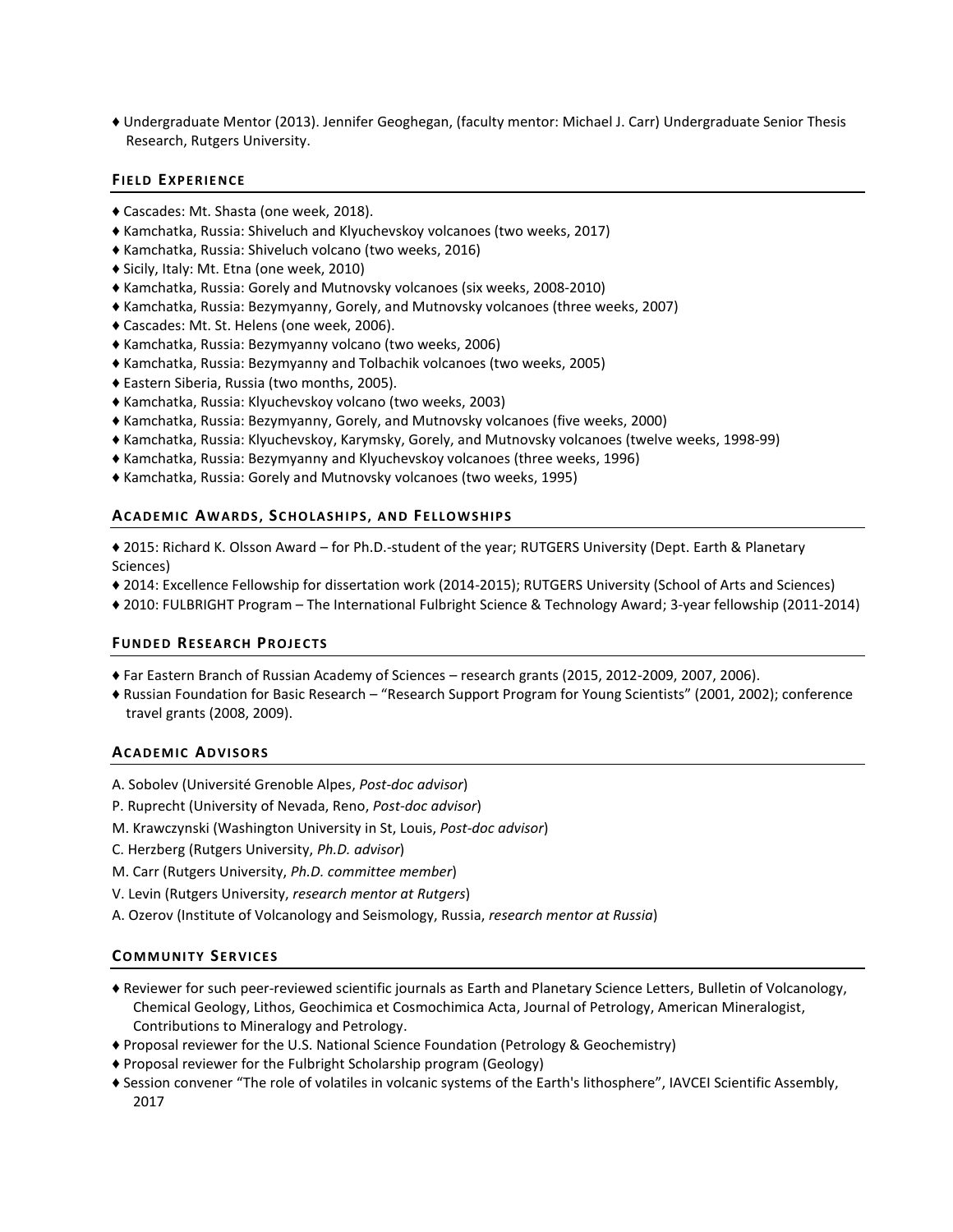- ♦ Undergraduate Mentor (2013). Jennifer Geoghegan, (faculty mentor: Michael J. Carr) Undergraduate Senior Thesis Research, Rutgers University.

## FIELD EXPERIENCE

- ♦ Cascades: Mt. Shasta (one week, 2018).
- ♦ Kamchatka, Russia: Shiveluch and Klyuchevskoy volcanoes (two weeks, 2017)
- ♦ Kamchatka, Russia: Shiveluch volcano (two weeks, 2016)
- ♦ Sicily, Italy: Mt. Etna (one week, 2010)
- ♦ Kamchatka, Russia: Gorely and Mutnovsky volcanoes (six weeks, 2008-2010)
- ♦ Kamchatka, Russia: Bezymyanny, Gorely, and Mutnovsky volcanoes (three weeks, 2007)
- ♦ Cascades: Mt. St. Helens (one week, 2006).
- ♦ Kamchatka, Russia: Bezymyanny volcano (two weeks, 2006)
- ♦ Kamchatka, Russia: Bezymyanny and Tolbachik volcanoes (two weeks, 2005)
- ♦ Eastern Siberia, Russia (two months, 2005).
- ♦ Kamchatka, Russia: Klyuchevskoy volcano (two weeks, 2003)
- ♦ Kamchatka, Russia: Bezymyanny, Gorely, and Mutnovsky volcanoes (five weeks, 2000)
- ♦ Kamchatka, Russia: Klyuchevskoy, Karymsky, Gorely, and Mutnovsky volcanoes (twelve weeks, 1998-99)
- ♦ Kamchatka, Russia: Bezymyanny and Klyuchevskoy volcanoes (three weeks, 1996)
- ♦ Kamchatka, Russia: Gorely and Mutnovsky volcanoes (two weeks, 1995)

## ACADEMIC AWARDS, SCHOLASHIPS, AND FELLOWSHIPS

- ♦ 2015: Richard K. Olsson Award – for Ph.D.-student of the year; RUTGERS University (Dept. Earth & Planetary Sciences)
- ♦ 2014: Excellence Fellowship for dissertation work (2014-2015); RUTGERS University (School of Arts and Sciences)
- ♦ 2010: FULBRIGHT Program – The International Fulbright Science & Technology Award; 3-year fellowship (2011-2014)

## FUNDED RESEARCH PROJECTS

- ♦ Far Eastern Branch of Russian Academy of Sciences – research grants (2015, 2012-2009, 2007, 2006).
- ♦ Russian Foundation for Basic Research – "Research Support Program for Young Scientists" (2001, 2002); conference travel grants (2008, 2009).

## ACADEMIC ADVISORS

A. Sobolev (Université Grenoble Alpes, *Post-doc advisor*)

P. Ruprecht (University of Nevada, Reno, *Post-doc advisor*)

M. Krawczynski (Washington University in St, Louis, *Post-doc advisor*)

C. Herzberg (Rutgers University, *Ph.D. advisor*)

M. Carr (Rutgers University, *Ph.D. committee member*)

V. Levin (Rutgers University, *research mentor at Rutgers*)

A. Ozerov (Institute of Volcanology and Seismology, Russia, *research mentor at Russia*)

## COMMUNITY SERVICES

- ♦ Reviewer for such peer-reviewed scientific journals as Earth and Planetary Science Letters, Bulletin of Volcanology, Chemical Geology, Lithos, Geochimica et Cosmochimica Acta, Journal of Petrology, American Mineralogist, Contributions to Mineralogy and Petrology.
- ♦ Proposal reviewer for the U.S. National Science Foundation (Petrology & Geochemistry)
- ♦ Proposal reviewer for the Fulbright Scholarship program (Geology)
- ♦ Session convener "The role of volatiles in volcanic systems of the Earth's lithosphere", IAVCEI Scientific Assembly, 2017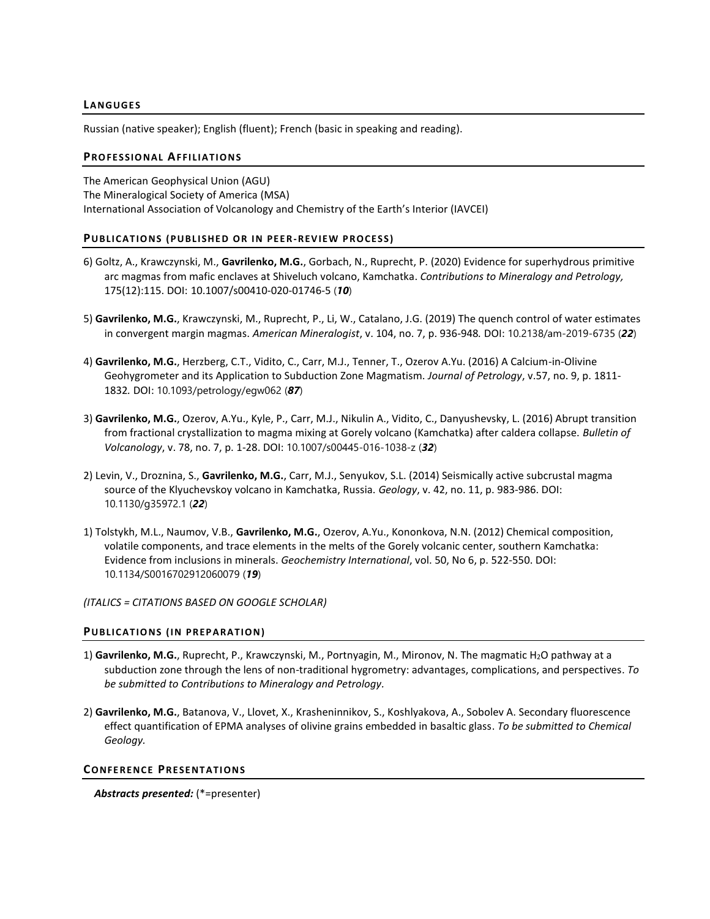## LANGUGES

Russian (native speaker); English (fluent); French (basic in speaking and reading).

## PROFESSIONAL AFFILIATIONS

The American Geophysical Union (AGU)
The Mineralogical Society of America (MSA)
International Association of Volcanology and Chemistry of the Earth's Interior (IAVCEI)

## PUBLICATIONS (PUBLISHED OR IN PEER-REVIEW PROCESS)

6) Goltz, A., Krawczynski, M., **Gavrilenko, M.G.**, Gorbach, N., Ruprecht, P. (2020) Evidence for superhydrous primitive arc magmas from mafic enclaves at Shiveluch volcano, Kamchatka. *Contributions to Mineralogy and Petrology,* 175(12):115. DOI: 10.1007/s00410-020-01746-5 (***10***)

5) **Gavrilenko, M.G.**, Krawczynski, M., Ruprecht, P., Li, W., Catalano, J.G. (2019) The quench control of water estimates in convergent margin magmas. *American Mineralogist*, v. 104, no. 7, p. 936-948*.* DOI: 10.2138/am-2019-6735 (***22***)

4) **Gavrilenko, M.G.**, Herzberg, C.T., Vidito, C., Carr, M.J., Tenner, T., Ozerov A.Yu. (2016) A Calcium-in-Olivine Geohygrometer and its Application to Subduction Zone Magmatism. *Journal of Petrology*, v.57, no. 9, p. 1811-1832*.* DOI: 10.1093/petrology/egw062 (***87***)

3) **Gavrilenko, M.G.**, Ozerov, A.Yu., Kyle, P., Carr, M.J., Nikulin A., Vidito, C., Danyushevsky, L. (2016) Abrupt transition from fractional crystallization to magma mixing at Gorely volcano (Kamchatka) after caldera collapse*. Bulletin of Volcanology*, v. 78, no. 7, p. 1-28. DOI: 10.1007/s00445-016-1038-z (***32***)

2) Levin, V., Droznina, S., **Gavrilenko, M.G.**, Carr, M.J., Senyukov, S.L. (2014) Seismically active subcrustal magma source of the Klyuchevskoy volcano in Kamchatka, Russia. *Geology*, v. 42, no. 11, p. 983-986. DOI: 10.1130/g35972.1 (***22***)

1) Tolstykh, M.L., Naumov, V.B., **Gavrilenko, M.G.**, Ozerov, A.Yu., Kononkova, N.N. (2012) Chemical composition, volatile components, and trace elements in the melts of the Gorely volcanic center, southern Kamchatka: Evidence from inclusions in minerals. *Geochemistry International*, vol. 50, No 6, p. 522-550. DOI: 10.1134/S0016702912060079 (***19***)

*(ITALICS = CITATIONS BASED ON GOOGLE SCHOLAR)*

## PUBLICATIONS (IN PREPARATION)

1) **Gavrilenko, M.G.**, Ruprecht, P., Krawczynski, M., Portnyagin, M., Mironov, N. The magmatic $H_2O$ pathway at a subduction zone through the lens of non-traditional hygrometry: advantages, complications, and perspectives. *To be submitted to Contributions to Mineralogy and Petrology*.

2) **Gavrilenko, M.G.**, Batanova, V., Llovet, X., Krasheninnikov, S., Koshlyakova, A., Sobolev A. Secondary fluorescence effect quantification of EPMA analyses of olivine grains embedded in basaltic glass. *To be submitted to Chemical Geology.*

## CONFERENCE PRESENTATIONS

***Abstracts presented:*** (*=presenter)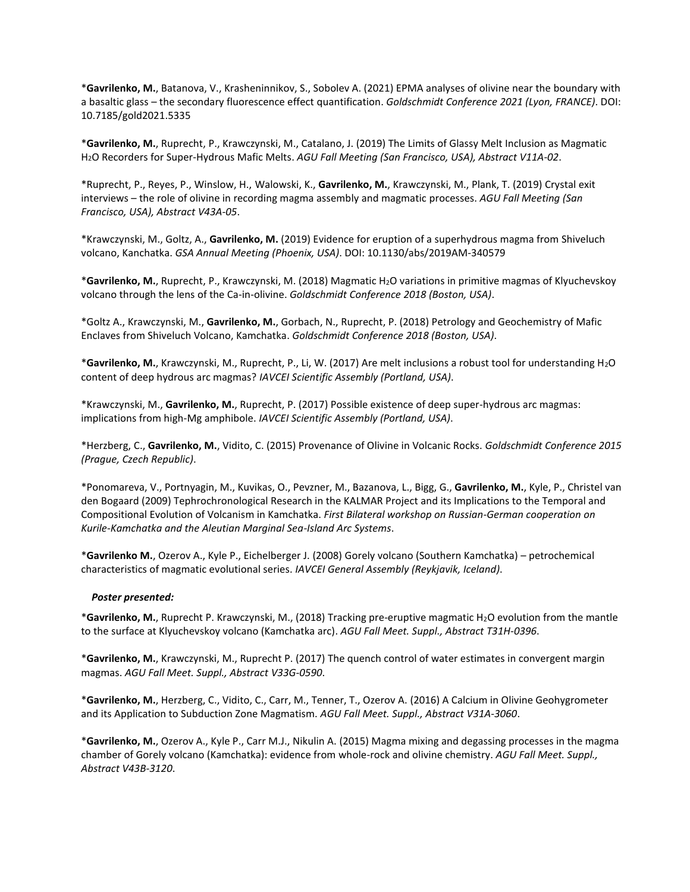*__Gavrilenko, M.__, Batanova, V., Krasheninnikov, S., Sobolev A. (2021) EPMA analyses of olivine near the boundary with a basaltic glass – the secondary fluorescence effect quantification. *Goldschmidt Conference 2021 (Lyon, FRANCE)*. DOI: 10.7185/gold2021.5335

*__Gavrilenko, M.__, Ruprecht, P., Krawczynski, M., Catalano, J. (2019) The Limits of Glassy Melt Inclusion as Magmatic $H_2O$ Recorders for Super-Hydrous Mafic Melts. *AGU Fall Meeting (San Francisco, USA), Abstract V11A-02*.

*Ruprecht, P., Reyes, P., Winslow, H., Walowski, K., **Gavrilenko, M.**, Krawczynski, M., Plank, T. (2019) Crystal exit interviews – the role of olivine in recording magma assembly and magmatic processes. *AGU Fall Meeting (San Francisco, USA), Abstract V43A-05*.

*Krawczynski, M., Goltz, A., **Gavrilenko, M.** (2019) Evidence for eruption of a superhydrous magma from Shiveluch volcano, Kanchatka. *GSA Annual Meeting (Phoenix, USA)*. DOI: 10.1130/abs/2019AM-340579

*__Gavrilenko, M.__, Ruprecht, P., Krawczynski, M. (2018) Magmatic $H_2O$ variations in primitive magmas of Klyuchevskoy volcano through the lens of the Ca-in-olivine. *Goldschmidt Conference 2018 (Boston, USA)*.

*Goltz A., Krawczynski, M., **Gavrilenko, M.**, Gorbach, N., Ruprecht, P. (2018) Petrology and Geochemistry of Mafic Enclaves from Shiveluch Volcano, Kamchatka. *Goldschmidt Conference 2018 (Boston, USA)*.

*__Gavrilenko, M.__, Krawczynski, M., Ruprecht, P., Li, W. (2017) Are melt inclusions a robust tool for understanding $H_2O$ content of deep hydrous arc magmas? *IAVCEI Scientific Assembly (Portland, USA)*.

*Krawczynski, M., **Gavrilenko, M.**, Ruprecht, P. (2017) Possible existence of deep super-hydrous arc magmas: implications from high-Mg amphibole. *IAVCEI Scientific Assembly (Portland, USA)*.

*Herzberg, C., **Gavrilenko, M.**, Vidito, C. (2015) Provenance of Olivine in Volcanic Rocks. *Goldschmidt Conference 2015 (Prague, Czech Republic)*.

*Ponomareva, V., Portnyagin, M., Kuvikas, O., Pevzner, M., Bazanova, L., Bigg, G., **Gavrilenko, M.**, Kyle, P., Christel van den Bogaard (2009) Tephrochronological Research in the KALMAR Project and its Implications to the Temporal and Compositional Evolution of Volcanism in Kamchatka. *First Bilateral workshop on Russian-German cooperation on Kurile-Kamchatka and the Aleutian Marginal Sea-Island Arc Systems*.

*__Gavrilenko M.__, Ozerov A., Kyle P., Eichelberger J. (2008) Gorely volcano (Southern Kamchatka) – petrochemical characteristics of magmatic evolutional series. *IAVCEI General Assembly (Reykjavik, Iceland)*.

***Poster presented:***

*__Gavrilenko, M.__, Ruprecht P. Krawczynski, M., (2018) Tracking pre-eruptive magmatic $H_2O$ evolution from the mantle to the surface at Klyuchevskoy volcano (Kamchatka arc). *AGU Fall Meet. Suppl., Abstract T31H-0396*.

*__Gavrilenko, M.__, Krawczynski, M., Ruprecht P. (2017) The quench control of water estimates in convergent margin magmas. *AGU Fall Meet. Suppl., Abstract V33G-0590*.

*__Gavrilenko, M.__, Herzberg, C., Vidito, C., Carr, M., Tenner, T., Ozerov A. (2016) A Calcium in Olivine Geohygrometer and its Application to Subduction Zone Magmatism. *AGU Fall Meet. Suppl., Abstract V31A-3060*.

*__Gavrilenko, M.__, Ozerov A., Kyle P., Carr M.J., Nikulin A. (2015) Magma mixing and degassing processes in the magma chamber of Gorely volcano (Kamchatka): evidence from whole-rock and olivine chemistry. *AGU Fall Meet. Suppl., Abstract V43B-3120*.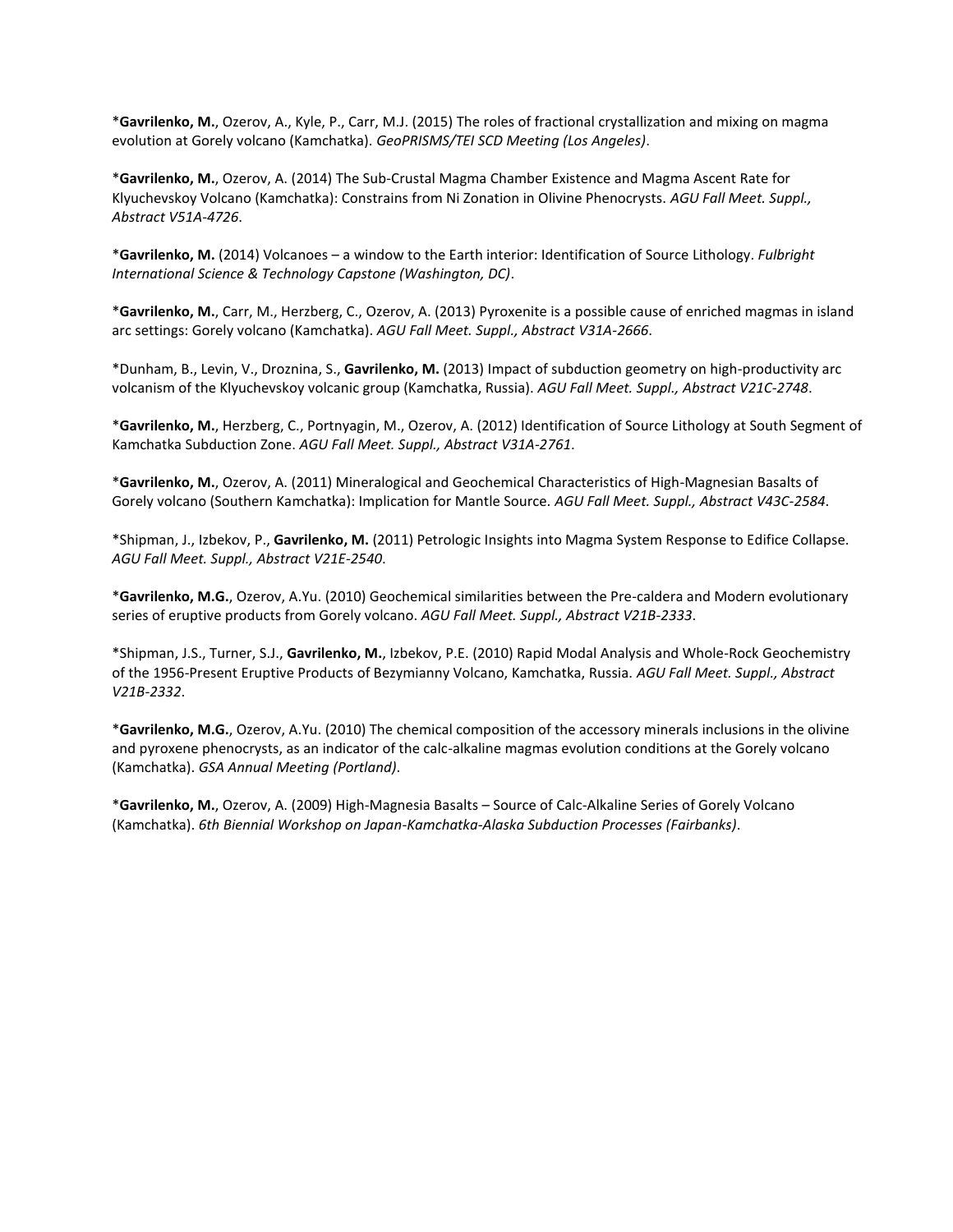*__Gavrilenko, M.__, Ozerov, A., Kyle, P., Carr, M.J. (2015) The roles of fractional crystallization and mixing on magma evolution at Gorely volcano (Kamchatka). *GeoPRISMS/TEI SCD Meeting (Los Angeles)*.

*__Gavrilenko, M.__, Ozerov, A. (2014) The Sub-Crustal Magma Chamber Existence and Magma Ascent Rate for Klyuchevskoy Volcano (Kamchatka): Constrains from Ni Zonation in Olivine Phenocrysts. *AGU Fall Meet. Suppl., Abstract V51A-4726*.

*__Gavrilenko, M.__ (2014) Volcanoes – a window to the Earth interior: Identification of Source Lithology. *Fulbright International Science & Technology Capstone (Washington, DC)*.

*__Gavrilenko, M.__, Carr, M., Herzberg, C., Ozerov, A. (2013) Pyroxenite is a possible cause of enriched magmas in island arc settings: Gorely volcano (Kamchatka). *AGU Fall Meet. Suppl., Abstract V31A-2666*.

*Dunham, B., Levin, V., Droznina, S., **Gavrilenko, M.** (2013) Impact of subduction geometry on high-productivity arc volcanism of the Klyuchevskoy volcanic group (Kamchatka, Russia). *AGU Fall Meet. Suppl., Abstract V21C-2748*.

*__Gavrilenko, M.__, Herzberg, C., Portnyagin, M., Ozerov, A. (2012) Identification of Source Lithology at South Segment of Kamchatka Subduction Zone. *AGU Fall Meet. Suppl., Abstract V31A-2761*.

*__Gavrilenko, M.__, Ozerov, A. (2011) Mineralogical and Geochemical Characteristics of High-Magnesian Basalts of Gorely volcano (Southern Kamchatka): Implication for Mantle Source. *AGU Fall Meet. Suppl., Abstract V43C-2584*.

*Shipman, J., Izbekov, P., **Gavrilenko, M.** (2011) Petrologic Insights into Magma System Response to Edifice Collapse. *AGU Fall Meet. Suppl., Abstract V21E-2540*.

*__Gavrilenko, M.G.__, Ozerov, A.Yu. (2010) Geochemical similarities between the Pre-caldera and Modern evolutionary series of eruptive products from Gorely volcano. *AGU Fall Meet. Suppl., Abstract V21B-2333*.

*Shipman, J.S., Turner, S.J., **Gavrilenko, M.**, Izbekov, P.E. (2010) Rapid Modal Analysis and Whole-Rock Geochemistry of the 1956-Present Eruptive Products of Bezymianny Volcano, Kamchatka, Russia. *AGU Fall Meet. Suppl., Abstract V21B-2332*.

*__Gavrilenko, M.G.__, Ozerov, A.Yu. (2010) The chemical composition of the accessory minerals inclusions in the olivine and pyroxene phenocrysts, as an indicator of the calc-alkaline magmas evolution conditions at the Gorely volcano (Kamchatka). *GSA Annual Meeting (Portland)*.

*__Gavrilenko, M.__, Ozerov, A. (2009) High-Magnesia Basalts – Source of Calc-Alkaline Series of Gorely Volcano (Kamchatka). *6th Biennial Workshop on Japan-Kamchatka-Alaska Subduction Processes (Fairbanks)*.